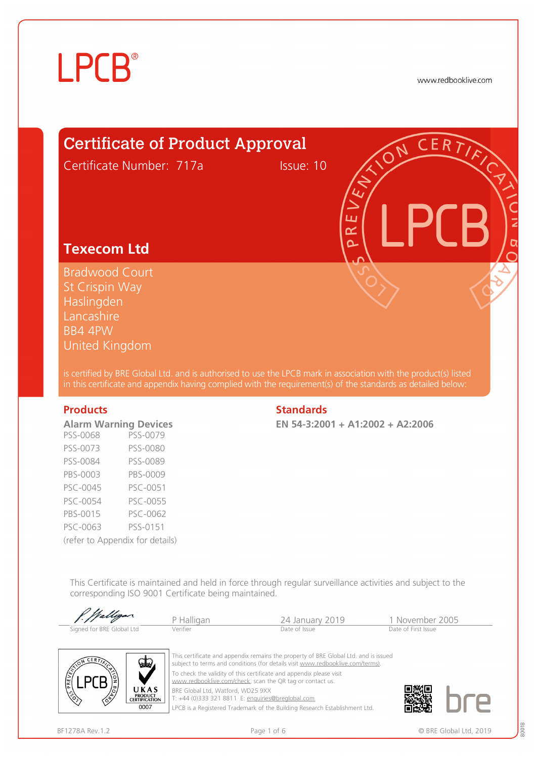# LPCB®

www.redbooklive.com

## Certificate of Product Approval

Certificate Number: 717a    Issue: 10

### Texecom Ltd

Bradwood Court
St Crispin Way
Haslingden
Lancashire
BB4 4PW
United Kingdom

is certified by BRE Global Ltd. and is authorised to use the LPCB mark in association with the product(s) listed in this certificate and appendix having complied with the requirement(s) of the standards as detailed below:

### Products

**Alarm Warning Devices**

| | |
|---|---|
| PSS-0068 | PSS-0079 |
| PSS-0073 | PSS-0080 |
| PSS-0084 | PSS-0089 |
| PBS-0003 | PBS-0009 |
| PSC-0045 | PSC-0051 |
| PSC-0054 | PSC-0055 |
| PBS-0015 | PSC-0062 |
| PSC-0063 | PSS-0151 |

(refer to Appendix for details)

### Standards

**EN 54-3:2001 + A1:2002 + A2:2006**

This Certificate is maintained and held in force through regular surveillance activities and subject to the corresponding ISO 9001 Certificate being maintained.

| Signed for BRE Global Ltd | P Halligan (Verifier) | 24 January 2019 (Date of Issue) | 1 November 2005 (Date of First Issue) |
|---|---|---|---|

UKAS PRODUCT CERTIFICATION 0007

This certificate and appendix remains the property of BRE Global Ltd. and is issued subject to terms and conditions (for details visit www.redbooklive.com/terms).

To check the validity of this certificate and appendix please visit www.redbooklive.com/check, scan the QR tag or contact us.

BRE Global Ltd, Watford, WD25 9XX
T: +44 (0)333 321 8811 E: enquiries@breglobal.com

LPCB is a Registered Trademark of the Building Research Establishment Ltd.

BF1278A Rev.1.2    © BRE Global Ltd, 2019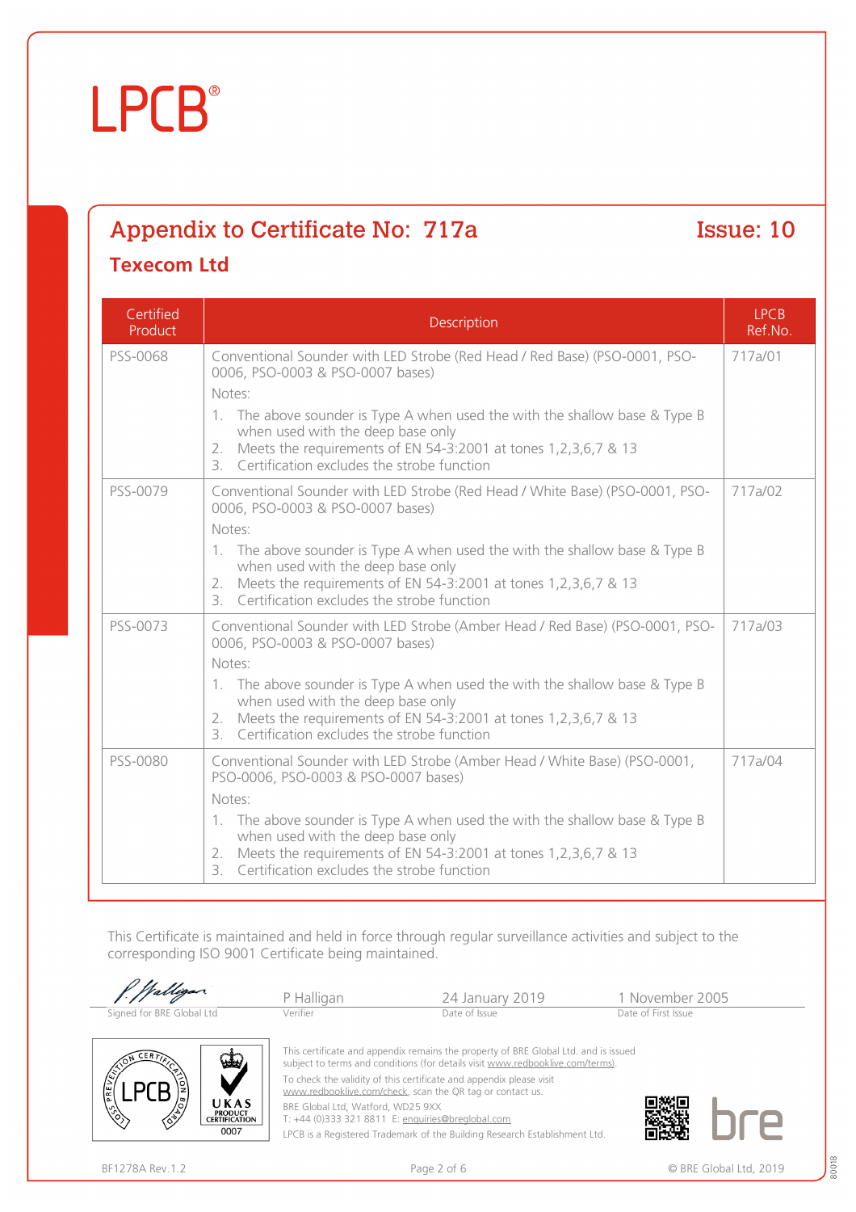# LPCB®

## Appendix to Certificate No: 717a

**Issue: 10**

### Texecom Ltd

| Certified Product | Description | LPCB Ref.No. |
|---|---|---|
| PSS-0068 | Conventional Sounder with LED Strobe (Red Head / Red Base) (PSO-0001, PSO-0006, PSO-0003 & PSO-0007 bases)<br>Notes:<br>1. The above sounder is Type A when used the with the shallow base & Type B when used with the deep base only<br>2. Meets the requirements of EN 54-3:2001 at tones 1,2,3,6,7 & 13<br>3. Certification excludes the strobe function | 717a/01 |
| PSS-0079 | Conventional Sounder with LED Strobe (Red Head / White Base) (PSO-0001, PSO-0006, PSO-0003 & PSO-0007 bases)<br>Notes:<br>1. The above sounder is Type A when used the with the shallow base & Type B when used with the deep base only<br>2. Meets the requirements of EN 54-3:2001 at tones 1,2,3,6,7 & 13<br>3. Certification excludes the strobe function | 717a/02 |
| PSS-0073 | Conventional Sounder with LED Strobe (Amber Head / Red Base) (PSO-0001, PSO-0006, PSO-0003 & PSO-0007 bases)<br>Notes:<br>1. The above sounder is Type A when used the with the shallow base & Type B when used with the deep base only<br>2. Meets the requirements of EN 54-3:2001 at tones 1,2,3,6,7 & 13<br>3. Certification excludes the strobe function | 717a/03 |
| PSS-0080 | Conventional Sounder with LED Strobe (Amber Head / White Base) (PSO-0001, PSO-0006, PSO-0003 & PSO-0007 bases)<br>Notes:<br>1. The above sounder is Type A when used the with the shallow base & Type B when used with the deep base only<br>2. Meets the requirements of EN 54-3:2001 at tones 1,2,3,6,7 & 13<br>3. Certification excludes the strobe function | 717a/04 |

This Certificate is maintained and held in force through regular surveillance activities and subject to the corresponding ISO 9001 Certificate being maintained.

| Signed for BRE Global Ltd | P Halligan | 24 January 2019 | 1 November 2005 |
|---|---|---|---|
| | Verifier | Date of Issue | Date of First Issue |

This certificate and appendix remains the property of BRE Global Ltd. and is issued subject to terms and conditions (for details visit www.redbooklive.com/terms).

To check the validity of this certificate and appendix please visit www.redbooklive.com/check, scan the QR tag or contact us.

BRE Global Ltd, Watford, WD25 9XX
T: +44 (0)333 321 8811 E: enquiries@breglobal.com

LPCB is a Registered Trademark of the Building Research Establishment Ltd.

BF1278A Rev.1.2

© BRE Global Ltd, 2019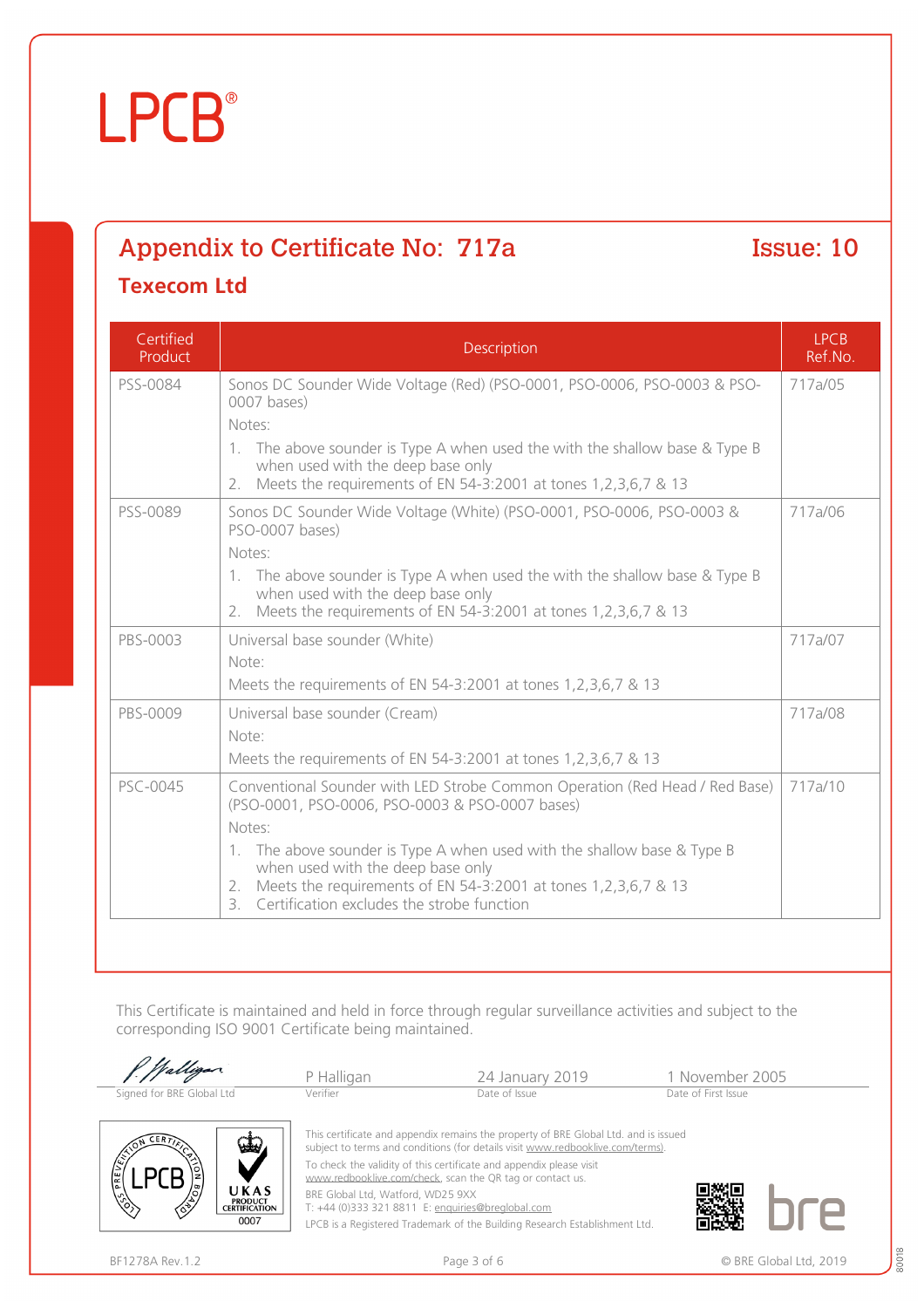LPCB®

## Appendix to Certificate No: 717a — Issue: 10

### Texecom Ltd

| Certified Product | Description | LPCB Ref.No. |
|---|---|---|
| PSS-0084 | Sonos DC Sounder Wide Voltage (Red) (PSO-0001, PSO-0006, PSO-0003 & PSO-0007 bases)<br>Notes:<br>1. The above sounder is Type A when used the with the shallow base & Type B when used with the deep base only<br>2. Meets the requirements of EN 54-3:2001 at tones 1,2,3,6,7 & 13 | 717a/05 |
| PSS-0089 | Sonos DC Sounder Wide Voltage (White) (PSO-0001, PSO-0006, PSO-0003 & PSO-0007 bases)<br>Notes:<br>1. The above sounder is Type A when used the with the shallow base & Type B when used with the deep base only<br>2. Meets the requirements of EN 54-3:2001 at tones 1,2,3,6,7 & 13 | 717a/06 |
| PBS-0003 | Universal base sounder (White)<br>Note:<br>Meets the requirements of EN 54-3:2001 at tones 1,2,3,6,7 & 13 | 717a/07 |
| PBS-0009 | Universal base sounder (Cream)<br>Note:<br>Meets the requirements of EN 54-3:2001 at tones 1,2,3,6,7 & 13 | 717a/08 |
| PSC-0045 | Conventional Sounder with LED Strobe Common Operation (Red Head / Red Base) (PSO-0001, PSO-0006, PSO-0003 & PSO-0007 bases)<br>Notes:<br>1. The above sounder is Type A when used with the shallow base & Type B when used with the deep base only<br>2. Meets the requirements of EN 54-3:2001 at tones 1,2,3,6,7 & 13<br>3. Certification excludes the strobe function | 717a/10 |

This Certificate is maintained and held in force through regular surveillance activities and subject to the corresponding ISO 9001 Certificate being maintained.

| Signed for BRE Global Ltd | P Halligan<br>Verifier | 24 January 2019<br>Date of Issue | 1 November 2005<br>Date of First Issue |
|---|---|---|---|

This certificate and appendix remains the property of BRE Global Ltd. and is issued subject to terms and conditions (for details visit www.redbooklive.com/terms).

To check the validity of this certificate and appendix please visit www.redbooklive.com/check, scan the QR tag or contact us.

BRE Global Ltd, Watford, WD25 9XX
T: +44 (0)333 321 8811 E: enquiries@breglobal.com

LPCB is a Registered Trademark of the Building Research Establishment Ltd.

BF1278A Rev.1.2

© BRE Global Ltd, 2019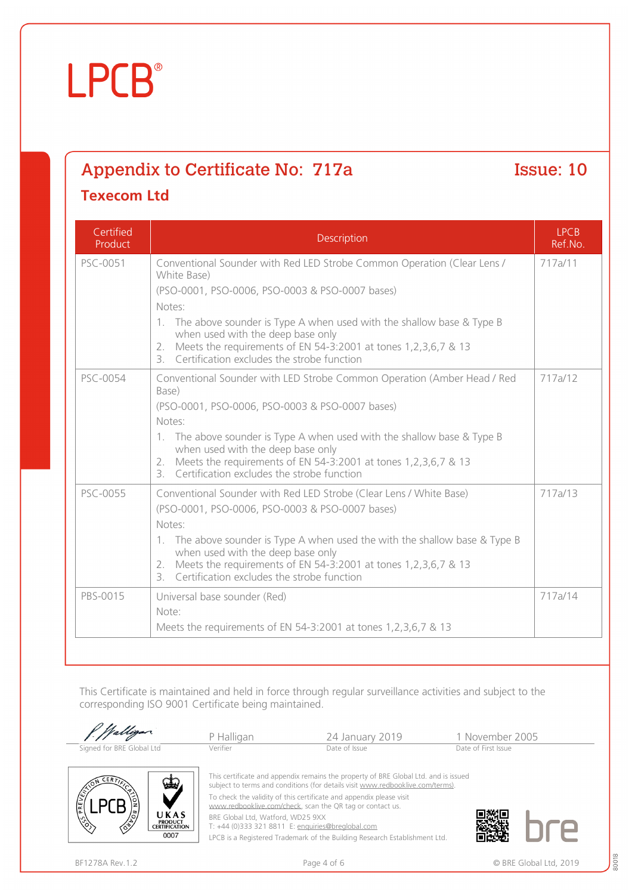# LPCB®

## Appendix to Certificate No: 717a

**Issue: 10**

### Texecom Ltd

| Certified Product | Description | LPCB Ref.No. |
|---|---|---|
| PSC-0051 | Conventional Sounder with Red LED Strobe Common Operation (Clear Lens / White Base)<br>(PSO-0001, PSO-0006, PSO-0003 & PSO-0007 bases)<br>Notes:<br>1. The above sounder is Type A when used with the shallow base & Type B when used with the deep base only<br>2. Meets the requirements of EN 54-3:2001 at tones 1,2,3,6,7 & 13<br>3. Certification excludes the strobe function | 717a/11 |
| PSC-0054 | Conventional Sounder with LED Strobe Common Operation (Amber Head / Red Base)<br>(PSO-0001, PSO-0006, PSO-0003 & PSO-0007 bases)<br>Notes:<br>1. The above sounder is Type A when used with the shallow base & Type B when used with the deep base only<br>2. Meets the requirements of EN 54-3:2001 at tones 1,2,3,6,7 & 13<br>3. Certification excludes the strobe function | 717a/12 |
| PSC-0055 | Conventional Sounder with Red LED Strobe (Clear Lens / White Base)<br>(PSO-0001, PSO-0006, PSO-0003 & PSO-0007 bases)<br>Notes:<br>1. The above sounder is Type A when used the with the shallow base & Type B when used with the deep base only<br>2. Meets the requirements of EN 54-3:2001 at tones 1,2,3,6,7 & 13<br>3. Certification excludes the strobe function | 717a/13 |
| PBS-0015 | Universal base sounder (Red)<br>Note:<br>Meets the requirements of EN 54-3:2001 at tones 1,2,3,6,7 & 13 | 717a/14 |

This Certificate is maintained and held in force through regular surveillance activities and subject to the corresponding ISO 9001 Certificate being maintained.

| Signed for BRE Global Ltd | P Halligan<br>Verifier | 24 January 2019<br>Date of Issue | 1 November 2005<br>Date of First Issue |
|---|---|---|---|

This certificate and appendix remains the property of BRE Global Ltd. and is issued subject to terms and conditions (for details visit www.redbooklive.com/terms).

To check the validity of this certificate and appendix please visit www.redbooklive.com/check, scan the QR tag or contact us.

BRE Global Ltd, Watford, WD25 9XX
T: +44 (0)333 321 8811 E: enquiries@breglobal.com

LPCB is a Registered Trademark of the Building Research Establishment Ltd.

BF1278A Rev.1.2

© BRE Global Ltd, 2019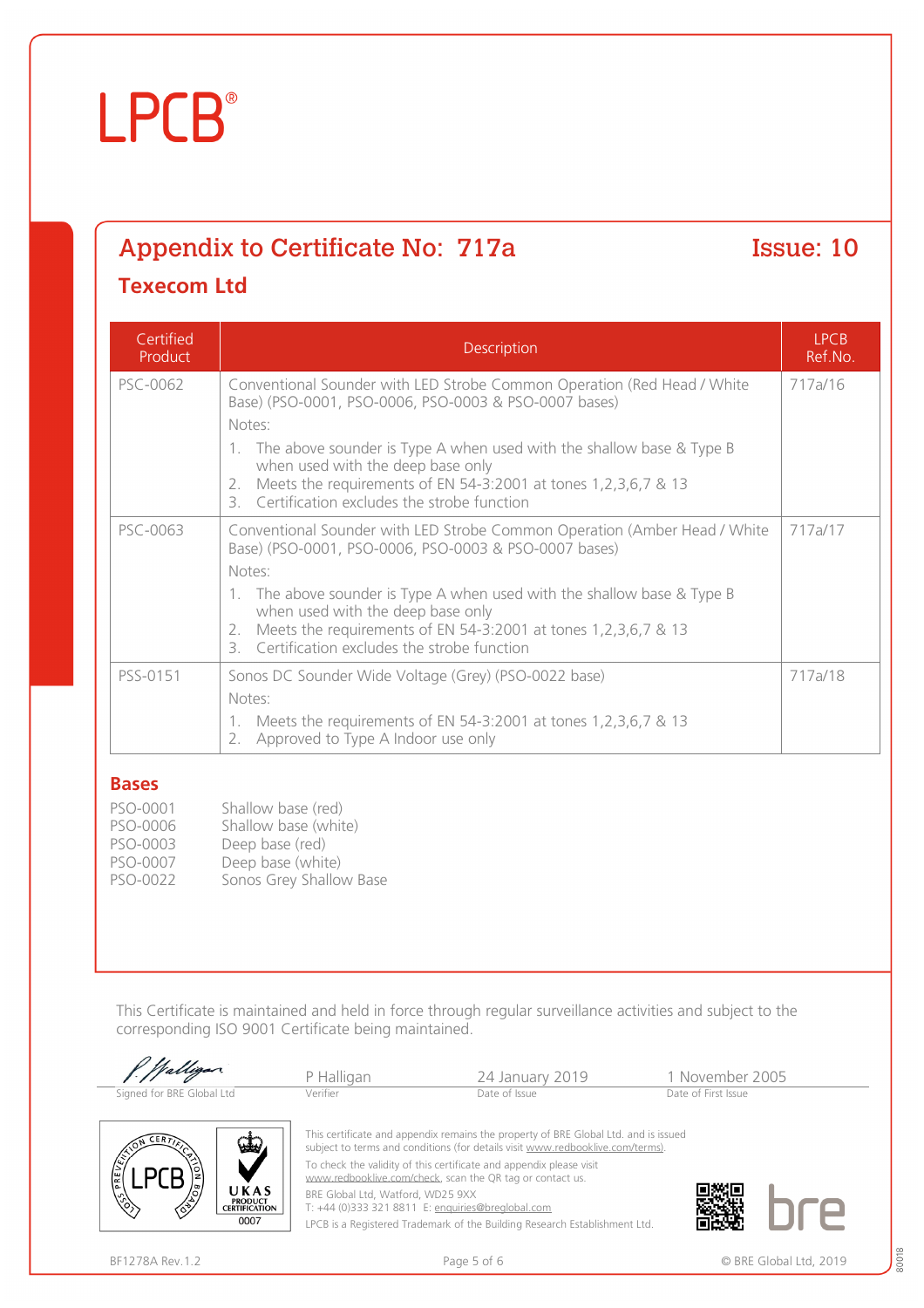LPCB®

## Appendix to Certificate No: 717a

**Issue: 10**

### Texecom Ltd

| Certified Product | Description | LPCB Ref.No. |
|---|---|---|
| PSC-0062 | Conventional Sounder with LED Strobe Common Operation (Red Head / White Base) (PSO-0001, PSO-0006, PSO-0003 & PSO-0007 bases)<br>Notes:<br>1. The above sounder is Type A when used with the shallow base & Type B when used with the deep base only<br>2. Meets the requirements of EN 54-3:2001 at tones 1,2,3,6,7 & 13<br>3. Certification excludes the strobe function | 717a/16 |
| PSC-0063 | Conventional Sounder with LED Strobe Common Operation (Amber Head / White Base) (PSO-0001, PSO-0006, PSO-0003 & PSO-0007 bases)<br>Notes:<br>1. The above sounder is Type A when used with the shallow base & Type B when used with the deep base only<br>2. Meets the requirements of EN 54-3:2001 at tones 1,2,3,6,7 & 13<br>3. Certification excludes the strobe function | 717a/17 |
| PSS-0151 | Sonos DC Sounder Wide Voltage (Grey) (PSO-0022 base)<br>Notes:<br>1. Meets the requirements of EN 54-3:2001 at tones 1,2,3,6,7 & 13<br>2. Approved to Type A Indoor use only | 717a/18 |

### Bases

| | |
|---|---|
| PSO-0001 | Shallow base (red) |
| PSO-0006 | Shallow base (white) |
| PSO-0003 | Deep base (red) |
| PSO-0007 | Deep base (white) |
| PSO-0022 | Sonos Grey Shallow Base |

This Certificate is maintained and held in force through regular surveillance activities and subject to the corresponding ISO 9001 Certificate being maintained.

| Signed for BRE Global Ltd | Verifier | Date of Issue | Date of First Issue |
|---|---|---|---|
| | P Halligan | 24 January 2019 | 1 November 2005 |

This certificate and appendix remains the property of BRE Global Ltd. and is issued subject to terms and conditions (for details visit www.redbooklive.com/terms).

To check the validity of this certificate and appendix please visit www.redbooklive.com/check, scan the QR tag or contact us.

BRE Global Ltd, Watford, WD25 9XX
T: +44 (0)333 321 8811 E: enquiries@breglobal.com

LPCB is a Registered Trademark of the Building Research Establishment Ltd.

UKAS PRODUCT CERTIFICATION 0007

BF1278A Rev.1.2

© BRE Global Ltd, 2019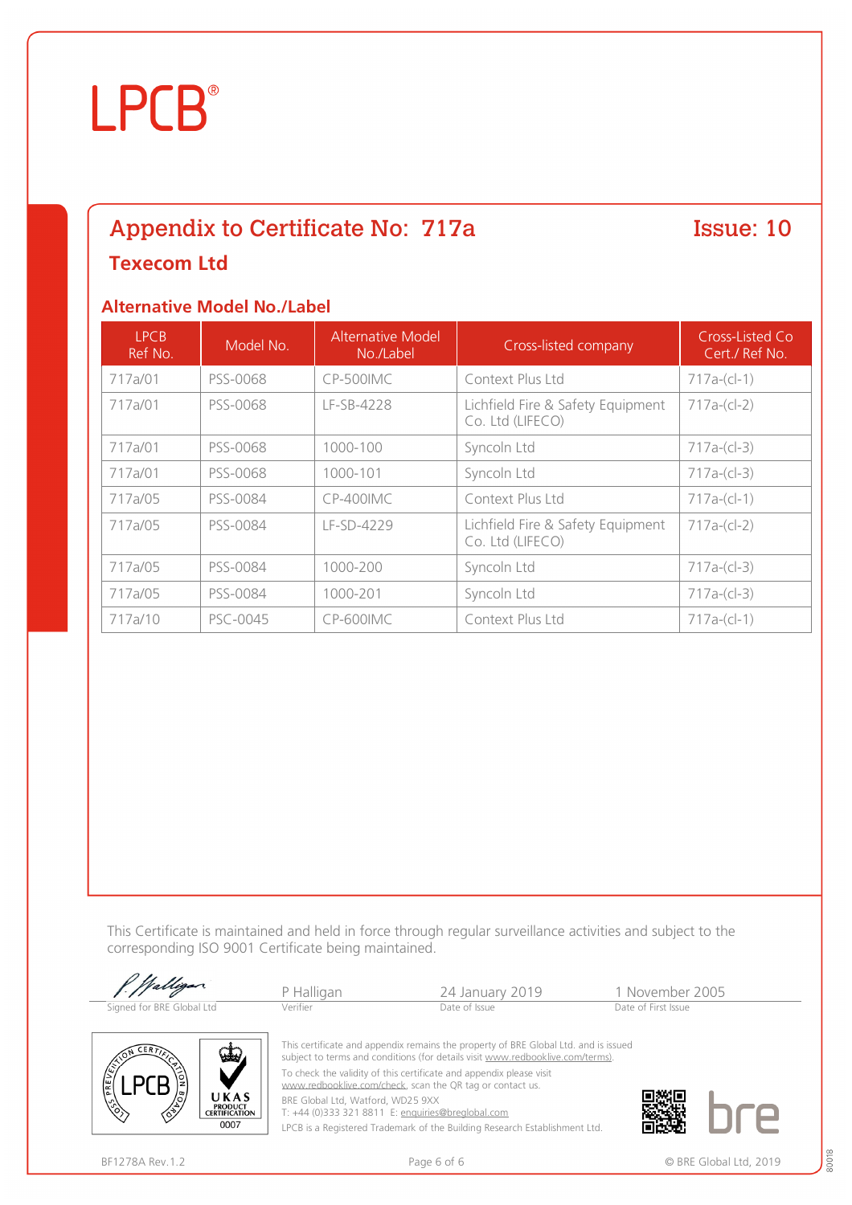# Appendix to Certificate No: 717a

**Issue: 10**

## Texecom Ltd

### Alternative Model No./Label

| LPCB Ref No. | Model No. | Alternative Model No./Label | Cross-listed company | Cross-Listed Co Cert./ Ref No. |
|---|---|---|---|---|
| 717a/01 | PSS-0068 | CP-500IMC | Context Plus Ltd | 717a-(cl-1) |
| 717a/01 | PSS-0068 | LF-SB-4228 | Lichfield Fire & Safety Equipment Co. Ltd (LIFECO) | 717a-(cl-2) |
| 717a/01 | PSS-0068 | 1000-100 | Syncoln Ltd | 717a-(cl-3) |
| 717a/01 | PSS-0068 | 1000-101 | Syncoln Ltd | 717a-(cl-3) |
| 717a/05 | PSS-0084 | CP-400IMC | Context Plus Ltd | 717a-(cl-1) |
| 717a/05 | PSS-0084 | LF-SD-4229 | Lichfield Fire & Safety Equipment Co. Ltd (LIFECO) | 717a-(cl-2) |
| 717a/05 | PSS-0084 | 1000-200 | Syncoln Ltd | 717a-(cl-3) |
| 717a/05 | PSS-0084 | 1000-201 | Syncoln Ltd | 717a-(cl-3) |
| 717a/10 | PSC-0045 | CP-600IMC | Context Plus Ltd | 717a-(cl-1) |

This Certificate is maintained and held in force through regular surveillance activities and subject to the corresponding ISO 9001 Certificate being maintained.

| Signed for BRE Global Ltd | P Halligan<br>Verifier | 24 January 2019<br>Date of Issue | 1 November 2005<br>Date of First Issue |
|---|---|---|---|

This certificate and appendix remains the property of BRE Global Ltd. and is issued subject to terms and conditions (for details visit www.redbooklive.com/terms).

To check the validity of this certificate and appendix please visit www.redbooklive.com/check, scan the QR tag or contact us.

BRE Global Ltd, Watford, WD25 9XX
T: +44 (0)333 321 8811 E: enquiries@breglobal.com

LPCB is a Registered Trademark of the Building Research Establishment Ltd.

BF1278A Rev.1.2

© BRE Global Ltd, 2019